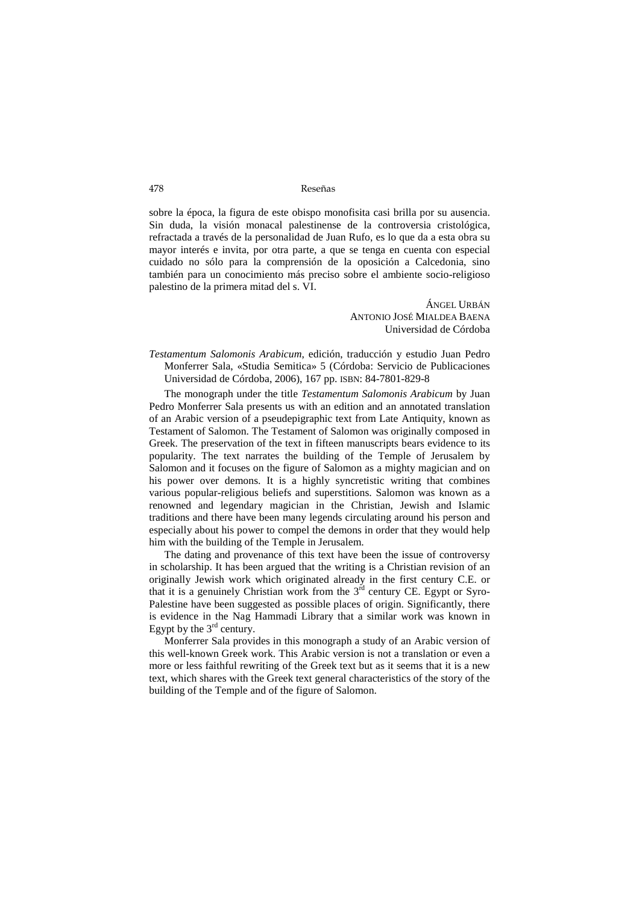sobre la época, la figura de este obispo monofisita casi brilla por su ausencia. Sin duda, la visión monacal palestinense de la controversia cristológica, refractada a través de la personalidad de Juan Rufo, es lo que da a esta obra su mayor interés e invita, por otra parte, a que se tenga en cuenta con especial cuidado no sólo para la comprensión de la oposición a Calcedonia, sino también para un conocimiento más preciso sobre el ambiente socio-religioso palestino de la primera mitad del s. VI.

Ángel Urbán
Antonio José Mialdea Baena
Universidad de Córdoba

*Testamentum Salomonis Arabicum*, edición, traducción y estudio Juan Pedro Monferrer Sala, «Studia Semitica» 5 (Córdoba: Servicio de Publicaciones Universidad de Córdoba, 2006), 167 pp. ISBN: 84-7801-829-8

The monograph under the title *Testamentum Salomonis Arabicum* by Juan Pedro Monferrer Sala presents us with an edition and an annotated translation of an Arabic version of a pseudepigraphic text from Late Antiquity, known as Testament of Salomon. The Testament of Salomon was originally composed in Greek. The preservation of the text in fifteen manuscripts bears evidence to its popularity. The text narrates the building of the Temple of Jerusalem by Salomon and it focuses on the figure of Salomon as a mighty magician and on his power over demons. It is a highly syncretistic writing that combines various popular-religious beliefs and superstitions. Salomon was known as a renowned and legendary magician in the Christian, Jewish and Islamic traditions and there have been many legends circulating around his person and especially about his power to compel the demons in order that they would help him with the building of the Temple in Jerusalem.

The dating and provenance of this text have been the issue of controversy in scholarship. It has been argued that the writing is a Christian revision of an originally Jewish work which originated already in the first century C.E. or that it is a genuinely Christian work from the 3rd century CE. Egypt or Syro-Palestine have been suggested as possible places of origin. Significantly, there is evidence in the Nag Hammadi Library that a similar work was known in Egypt by the 3rd century.

Monferrer Sala provides in this monograph a study of an Arabic version of this well-known Greek work. This Arabic version is not a translation or even a more or less faithful rewriting of the Greek text but as it seems that it is a new text, which shares with the Greek text general characteristics of the story of the building of the Temple and of the figure of Salomon.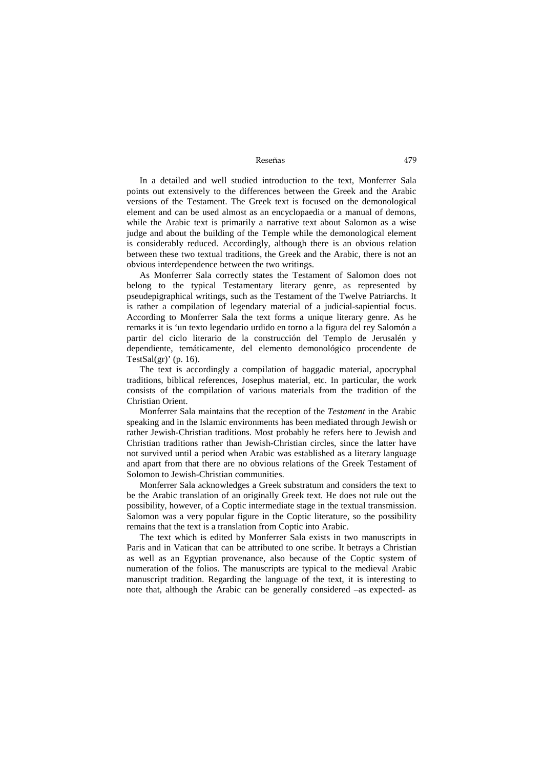In a detailed and well studied introduction to the text, Monferrer Sala points out extensively to the differences between the Greek and the Arabic versions of the Testament. The Greek text is focused on the demonological element and can be used almost as an encyclopaedia or a manual of demons, while the Arabic text is primarily a narrative text about Salomon as a wise judge and about the building of the Temple while the demonological element is considerably reduced. Accordingly, although there is an obvious relation between these two textual traditions, the Greek and the Arabic, there is not an obvious interdependence between the two writings.

As Monferrer Sala correctly states the Testament of Salomon does not belong to the typical Testamentary literary genre, as represented by pseudepigraphical writings, such as the Testament of the Twelve Patriarchs. It is rather a compilation of legendary material of a judicial-sapiential focus. According to Monferrer Sala the text forms a unique literary genre. As he remarks it is 'un texto legendario urdido en torno a la figura del rey Salomón a partir del ciclo literario de la construcción del Templo de Jerusalén y dependiente, temáticamente, del elemento demonológico procendente de TestSal(gr)' (p. 16).

The text is accordingly a compilation of haggadic material, apocryphal traditions, biblical references, Josephus material, etc. In particular, the work consists of the compilation of various materials from the tradition of the Christian Orient.

Monferrer Sala maintains that the reception of the *Testament* in the Arabic speaking and in the Islamic environments has been mediated through Jewish or rather Jewish-Christian traditions. Most probably he refers here to Jewish and Christian traditions rather than Jewish-Christian circles, since the latter have not survived until a period when Arabic was established as a literary language and apart from that there are no obvious relations of the Greek Testament of Solomon to Jewish-Christian communities.

Monferrer Sala acknowledges a Greek substratum and considers the text to be the Arabic translation of an originally Greek text. He does not rule out the possibility, however, of a Coptic intermediate stage in the textual transmission. Salomon was a very popular figure in the Coptic literature, so the possibility remains that the text is a translation from Coptic into Arabic.

The text which is edited by Monferrer Sala exists in two manuscripts in Paris and in Vatican that can be attributed to one scribe. It betrays a Christian as well as an Egyptian provenance, also because of the Coptic system of numeration of the folios. The manuscripts are typical to the medieval Arabic manuscript tradition. Regarding the language of the text, it is interesting to note that, although the Arabic can be generally considered –as expected- as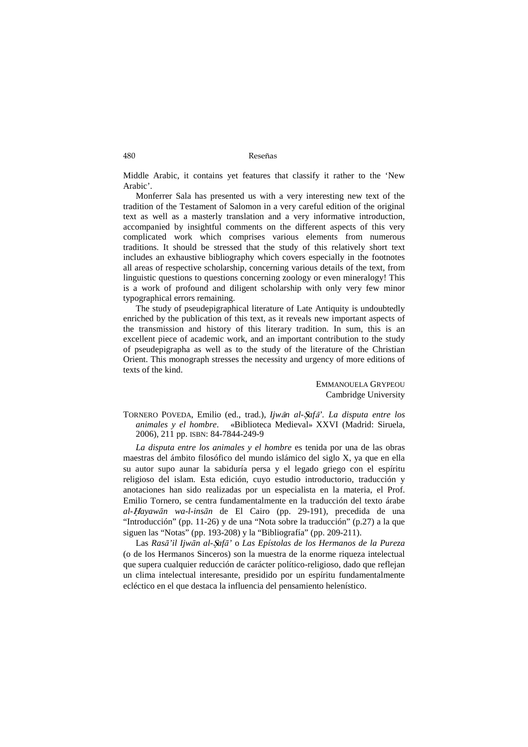Middle Arabic, it contains yet features that classify it rather to the 'New Arabic'.

Monferrer Sala has presented us with a very interesting new text of the tradition of the Testament of Salomon in a very careful edition of the original text as well as a masterly translation and a very informative introduction, accompanied by insightful comments on the different aspects of this very complicated work which comprises various elements from numerous traditions. It should be stressed that the study of this relatively short text includes an exhaustive bibliography which covers especially in the footnotes all areas of respective scholarship, concerning various details of the text, from linguistic questions to questions concerning zoology or even mineralogy! This is a work of profound and diligent scholarship with only very few minor typographical errors remaining.

The study of pseudepigraphical literature of Late Antiquity is undoubtedly enriched by the publication of this text, as it reveals new important aspects of the transmission and history of this literary tradition. In sum, this is an excellent piece of academic work, and an important contribution to the study of pseudepigrapha as well as to the study of the literature of the Christian Orient. This monograph stresses the necessity and urgency of more editions of texts of the kind.

EMMANOUELA GRYPEOU
Cambridge University

TORNERO POVEDA, Emilio (ed., trad.), *Ijwān al-Ṣafā'. La disputa entre los animales y el hombre*. «Biblioteca Medieval» XXVI (Madrid: Siruela, 2006), 211 pp. ISBN: 84-7844-249-9

*La disputa entre los animales y el hombre* es tenida por una de las obras maestras del ámbito filosófico del mundo islámico del siglo X, ya que en ella su autor supo aunar la sabiduría persa y el legado griego con el espíritu religioso del islam. Esta edición, cuyo estudio introductorio, traducción y anotaciones han sido realizadas por un especialista en la materia, el Prof. Emilio Tornero, se centra fundamentalmente en la traducción del texto árabe *al-Ḥayawān wa-l-insān* de El Cairo (pp. 29-191), precedida de una "Introducción" (pp. 11-26) y de una "Nota sobre la traducción" (p.27) a la que siguen las "Notas" (pp. 193-208) y la "Bibliografía" (pp. 209-211).

Las *Rasā'il Ijwān al-Ṣafā'* o *Las Epístolas de los Hermanos de la Pureza* (o de los Hermanos Sinceros) son la muestra de la enorme riqueza intelectual que supera cualquier reducción de carácter político-religioso, dado que reflejan un clima intelectual interesante, presidido por un espíritu fundamentalmente ecléctico en el que destaca la influencia del pensamiento helenístico.